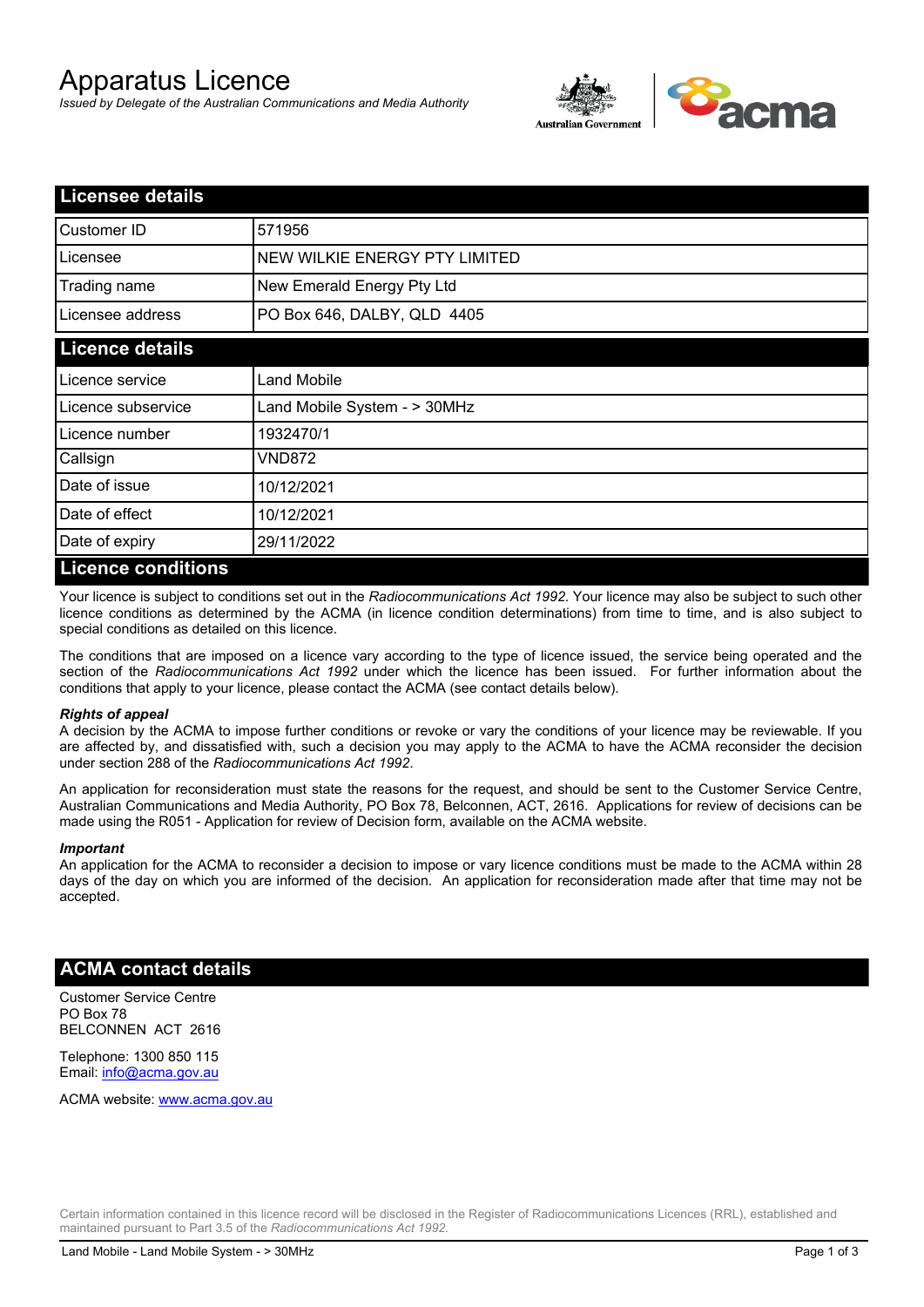# Apparatus Licence

*Issued by Delegate of the Australian Communications and Media Authority*

## Licensee details

| | |
|---|---|
| Customer ID | 571956 |
| Licensee | NEW WILKIE ENERGY PTY LIMITED |
| Trading name | New Emerald Energy Pty Ltd |
| Licensee address | PO Box 646, DALBY, QLD 4405 |

## Licence details

| | |
|---|---|
| Licence service | Land Mobile |
| Licence subservice | Land Mobile System - > 30MHz |
| Licence number | 1932470/1 |
| Callsign | VND872 |
| Date of issue | 10/12/2021 |
| Date of effect | 10/12/2021 |
| Date of expiry | 29/11/2022 |

## Licence conditions

Your licence is subject to conditions set out in the *Radiocommunications Act 1992*. Your licence may also be subject to such other licence conditions as determined by the ACMA (in licence condition determinations) from time to time, and is also subject to special conditions as detailed on this licence.

The conditions that are imposed on a licence vary according to the type of licence issued, the service being operated and the section of the *Radiocommunications Act 1992* under which the licence has been issued. For further information about the conditions that apply to your licence, please contact the ACMA (see contact details below).

***Rights of appeal***

A decision by the ACMA to impose further conditions or revoke or vary the conditions of your licence may be reviewable. If you are affected by, and dissatisfied with, such a decision you may apply to the ACMA to have the ACMA reconsider the decision under section 288 of the *Radiocommunications Act 1992*.

An application for reconsideration must state the reasons for the request, and should be sent to the Customer Service Centre, Australian Communications and Media Authority, PO Box 78, Belconnen, ACT, 2616. Applications for review of decisions can be made using the R051 - Application for review of Decision form, available on the ACMA website.

***Important***

An application for the ACMA to reconsider a decision to impose or vary licence conditions must be made to the ACMA within 28 days of the day on which you are informed of the decision. An application for reconsideration made after that time may not be accepted.

## ACMA contact details

Customer Service Centre
PO Box 78
BELCONNEN ACT 2616

Telephone: 1300 850 115
Email: info@acma.gov.au

ACMA website: www.acma.gov.au

Certain information contained in this licence record will be disclosed in the Register of Radiocommunications Licences (RRL), established and maintained pursuant to Part 3.5 of the *Radiocommunications Act 1992.*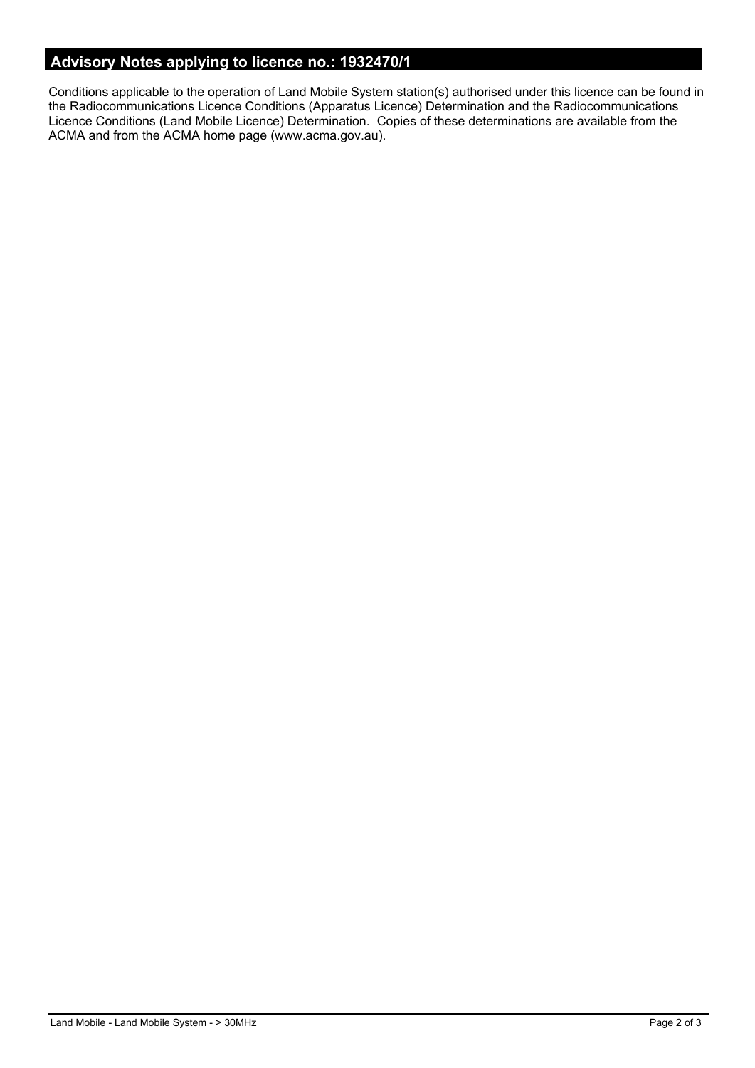## Advisory Notes applying to licence no.: 1932470/1

Conditions applicable to the operation of Land Mobile System station(s) authorised under this licence can be found in the Radiocommunications Licence Conditions (Apparatus Licence) Determination and the Radiocommunications Licence Conditions (Land Mobile Licence) Determination. Copies of these determinations are available from the ACMA and from the ACMA home page (www.acma.gov.au).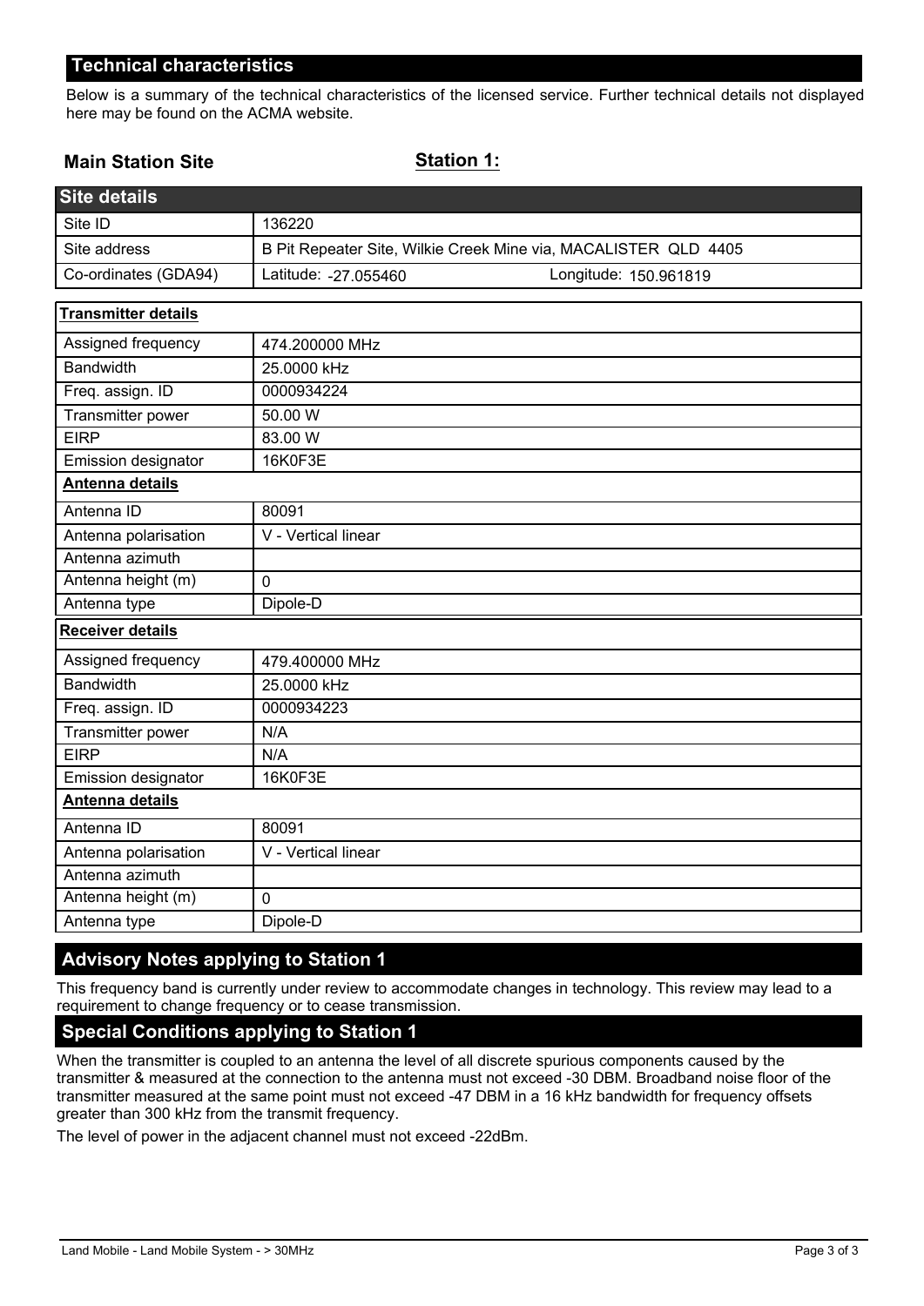## Technical characteristics

Below is a summary of the technical characteristics of the licensed service. Further technical details not displayed here may be found on the ACMA website.

**Main Station Site** **Station 1:**

| Site details | |
|---|---|
| Site ID | 136220 |
| Site address | B Pit Repeater Site, Wilkie Creek Mine via, MACALISTER QLD 4405 |
| Co-ordinates (GDA94) | Latitude: -27.055460 Longitude: 150.961819 |

| Transmitter details | |
|---|---|
| Assigned frequency | 474.200000 MHz |
| Bandwidth | 25.0000 kHz |
| Freq. assign. ID | 0000934224 |
| Transmitter power | 50.00 W |
| EIRP | 83.00 W |
| Emission designator | 16K0F3E |
| **Antenna details** | |
| Antenna ID | 80091 |
| Antenna polarisation | V - Vertical linear |
| Antenna azimuth | |
| Antenna height (m) | 0 |
| Antenna type | Dipole-D |
| **Receiver details** | |
| Assigned frequency | 479.400000 MHz |
| Bandwidth | 25.0000 kHz |
| Freq. assign. ID | 0000934223 |
| Transmitter power | N/A |
| EIRP | N/A |
| Emission designator | 16K0F3E |
| **Antenna details** | |
| Antenna ID | 80091 |
| Antenna polarisation | V - Vertical linear |
| Antenna azimuth | |
| Antenna height (m) | 0 |
| Antenna type | Dipole-D |

## Advisory Notes applying to Station 1

This frequency band is currently under review to accommodate changes in technology. This review may lead to a requirement to change frequency or to cease transmission.

## Special Conditions applying to Station 1

When the transmitter is coupled to an antenna the level of all discrete spurious components caused by the transmitter & measured at the connection to the antenna must not exceed -30 DBM. Broadband noise floor of the transmitter measured at the same point must not exceed -47 DBM in a 16 kHz bandwidth for frequency offsets greater than 300 kHz from the transmit frequency.

The level of power in the adjacent channel must not exceed -22dBm.